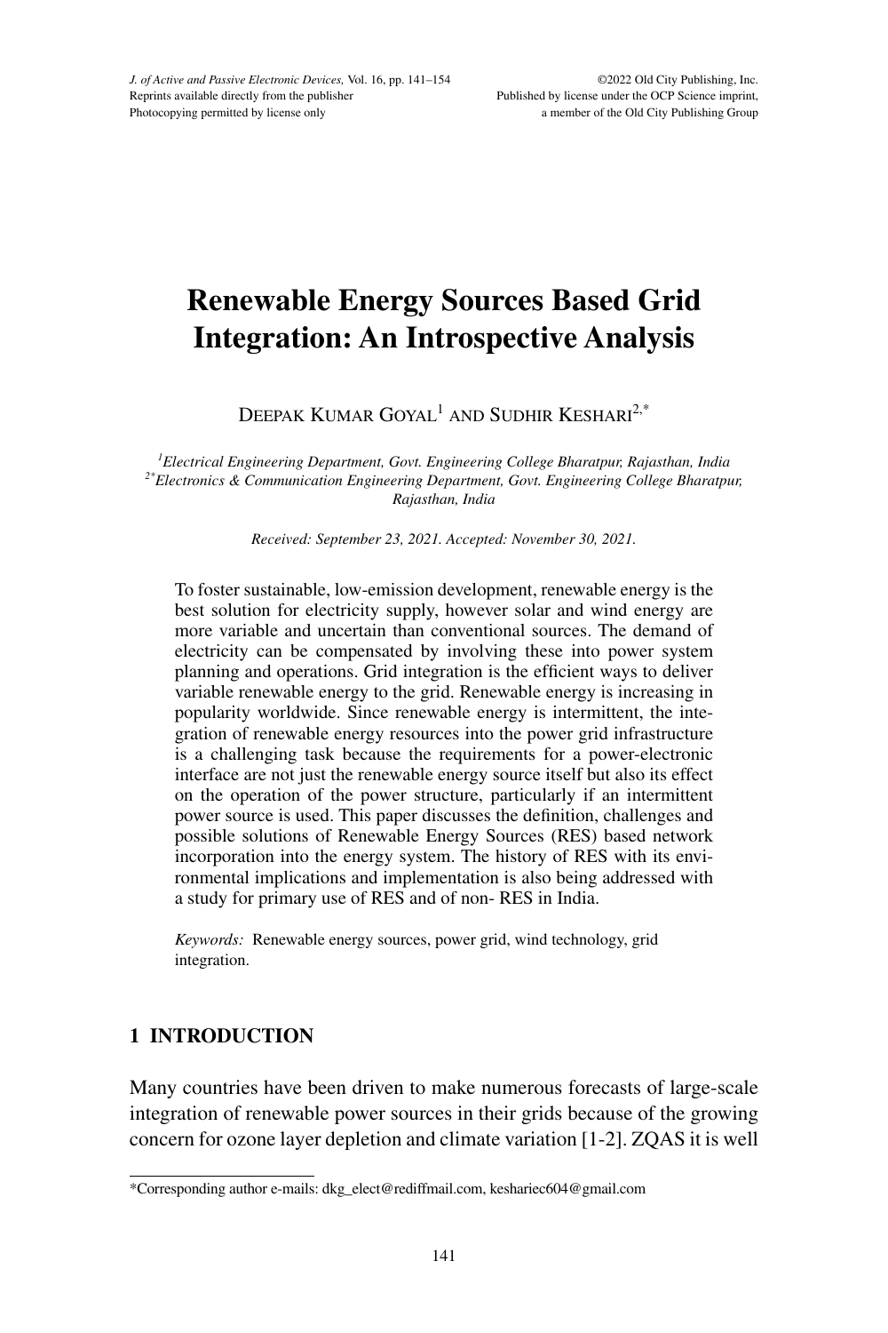# Renewable Energy Sources Based Grid Integration: An Introspective Analysis

DEEPAK KUMAR GOYAL[1] AND SUDHIR KESHARI[2,*]

[1]*Electrical Engineering Department, Govt. Engineering College Bharatpur, Rajasthan, India*
[2*]*Electronics & Communication Engineering Department, Govt. Engineering College Bharatpur, Rajasthan, India*

*Received: September 23, 2021. Accepted: November 30, 2021.*

To foster sustainable, low-emission development, renewable energy is the best solution for electricity supply, however solar and wind energy are more variable and uncertain than conventional sources. The demand of electricity can be compensated by involving these into power system planning and operations. Grid integration is the efficient ways to deliver variable renewable energy to the grid. Renewable energy is increasing in popularity worldwide. Since renewable energy is intermittent, the integration of renewable energy resources into the power grid infrastructure is a challenging task because the requirements for a power-electronic interface are not just the renewable energy source itself but also its effect on the operation of the power structure, particularly if an intermittent power source is used. This paper discusses the definition, challenges and possible solutions of Renewable Energy Sources (RES) based network incorporation into the energy system. The history of RES with its environmental implications and implementation is also being addressed with a study for primary use of RES and of non- RES in India.

*Keywords:* Renewable energy sources, power grid, wind technology, grid integration.

## 1 INTRODUCTION

Many countries have been driven to make numerous forecasts of large-scale integration of renewable power sources in their grids because of the growing concern for ozone layer depletion and climate variation [1-2]. ZQAS it is well

*Corresponding author e-mails: dkg_elect@rediffmail.com, keshariec604@gmail.com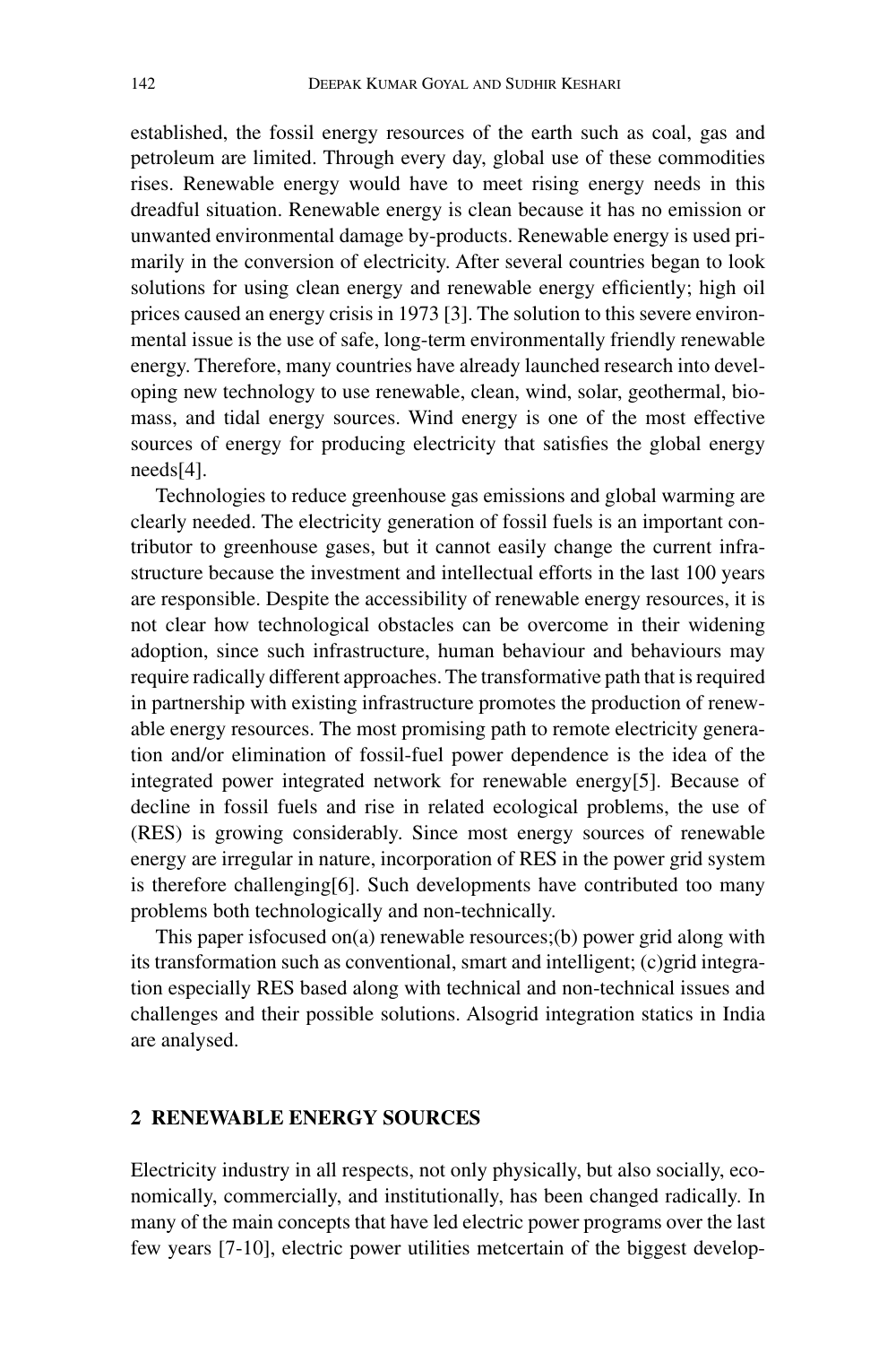established, the fossil energy resources of the earth such as coal, gas and petroleum are limited. Through every day, global use of these commodities rises. Renewable energy would have to meet rising energy needs in this dreadful situation. Renewable energy is clean because it has no emission or unwanted environmental damage by-products. Renewable energy is used primarily in the conversion of electricity. After several countries began to look solutions for using clean energy and renewable energy efficiently; high oil prices caused an energy crisis in 1973 [3]. The solution to this severe environmental issue is the use of safe, long-term environmentally friendly renewable energy. Therefore, many countries have already launched research into developing new technology to use renewable, clean, wind, solar, geothermal, biomass, and tidal energy sources. Wind energy is one of the most effective sources of energy for producing electricity that satisfies the global energy needs[4].

Technologies to reduce greenhouse gas emissions and global warming are clearly needed. The electricity generation of fossil fuels is an important contributor to greenhouse gases, but it cannot easily change the current infrastructure because the investment and intellectual efforts in the last 100 years are responsible. Despite the accessibility of renewable energy resources, it is not clear how technological obstacles can be overcome in their widening adoption, since such infrastructure, human behaviour and behaviours may require radically different approaches. The transformative path that is required in partnership with existing infrastructure promotes the production of renewable energy resources. The most promising path to remote electricity generation and/or elimination of fossil-fuel power dependence is the idea of the integrated power integrated network for renewable energy[5]. Because of decline in fossil fuels and rise in related ecological problems, the use of (RES) is growing considerably. Since most energy sources of renewable energy are irregular in nature, incorporation of RES in the power grid system is therefore challenging[6]. Such developments have contributed too many problems both technologically and non-technically.

This paper isfocused on(a) renewable resources;(b) power grid along with its transformation such as conventional, smart and intelligent; (c)grid integration especially RES based along with technical and non-technical issues and challenges and their possible solutions. Alsogrid integration statics in India are analysed.

## 2 RENEWABLE ENERGY SOURCES

Electricity industry in all respects, not only physically, but also socially, economically, commercially, and institutionally, has been changed radically. In many of the main concepts that have led electric power programs over the last few years [7-10], electric power utilities metcertain of the biggest develop-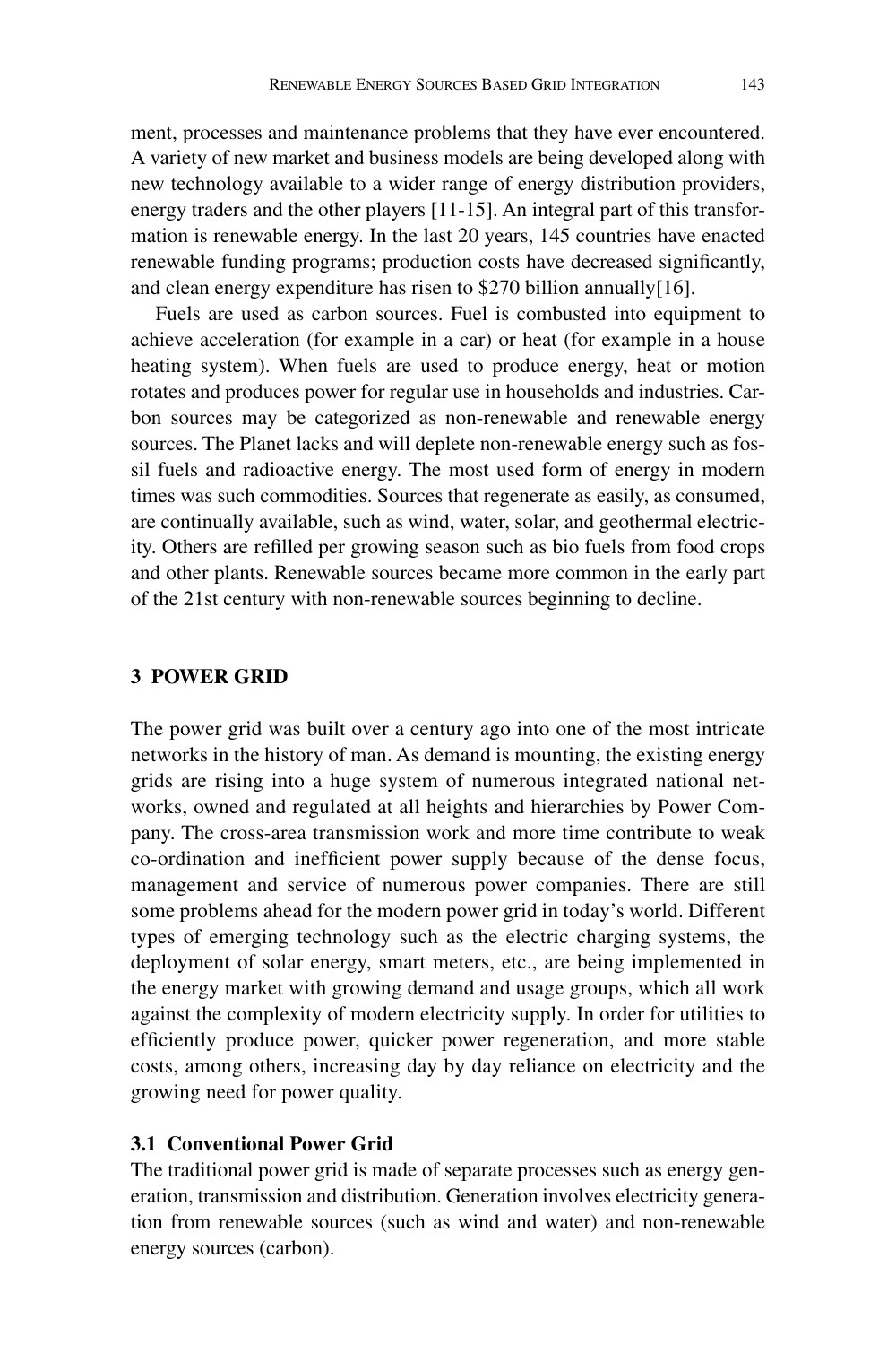ment, processes and maintenance problems that they have ever encountered. A variety of new market and business models are being developed along with new technology available to a wider range of energy distribution providers, energy traders and the other players [11-15]. An integral part of this transformation is renewable energy. In the last 20 years, 145 countries have enacted renewable funding programs; production costs have decreased significantly, and clean energy expenditure has risen to $270 billion annually[16].

Fuels are used as carbon sources. Fuel is combusted into equipment to achieve acceleration (for example in a car) or heat (for example in a house heating system). When fuels are used to produce energy, heat or motion rotates and produces power for regular use in households and industries. Carbon sources may be categorized as non-renewable and renewable energy sources. The Planet lacks and will deplete non-renewable energy such as fossil fuels and radioactive energy. The most used form of energy in modern times was such commodities. Sources that regenerate as easily, as consumed, are continually available, such as wind, water, solar, and geothermal electricity. Others are refilled per growing season such as bio fuels from food crops and other plants. Renewable sources became more common in the early part of the 21st century with non-renewable sources beginning to decline.

## 3 POWER GRID

The power grid was built over a century ago into one of the most intricate networks in the history of man. As demand is mounting, the existing energy grids are rising into a huge system of numerous integrated national networks, owned and regulated at all heights and hierarchies by Power Company. The cross-area transmission work and more time contribute to weak co-ordination and inefficient power supply because of the dense focus, management and service of numerous power companies. There are still some problems ahead for the modern power grid in today's world. Different types of emerging technology such as the electric charging systems, the deployment of solar energy, smart meters, etc., are being implemented in the energy market with growing demand and usage groups, which all work against the complexity of modern electricity supply. In order for utilities to efficiently produce power, quicker power regeneration, and more stable costs, among others, increasing day by day reliance on electricity and the growing need for power quality.

### 3.1 Conventional Power Grid

The traditional power grid is made of separate processes such as energy generation, transmission and distribution. Generation involves electricity generation from renewable sources (such as wind and water) and non-renewable energy sources (carbon).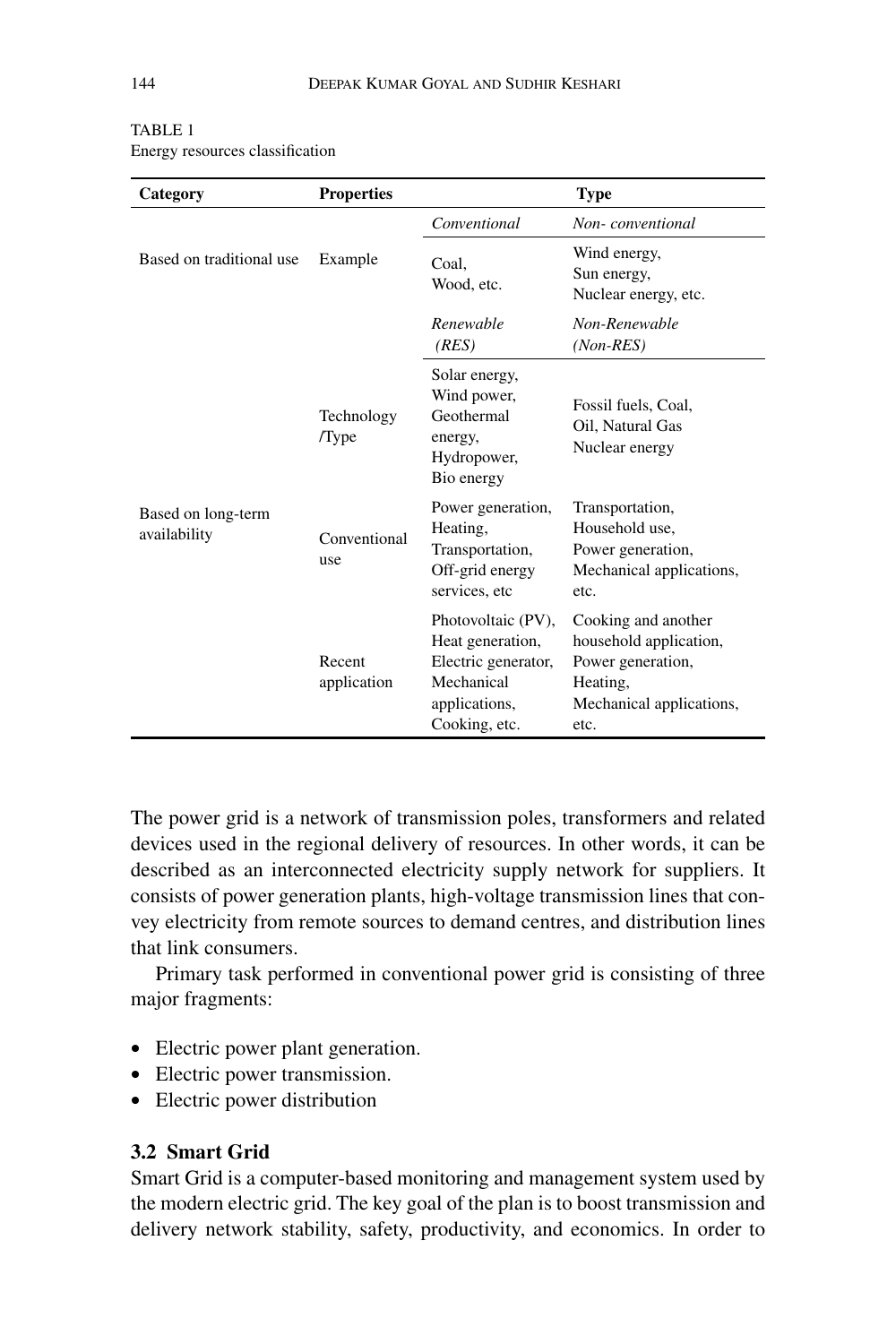TABLE 1
Energy resources classification

| Category | Properties | Type | |
|---|---|---|---|
| | | *Conventional* | *Non- conventional* |
| Based on traditional use | Example | Coal, Wood, etc. | Wind energy, Sun energy, Nuclear energy, etc. |
| | | *Renewable (RES)* | *Non-Renewable (Non-RES)* |
| Based on long-term availability | Technology /Type | Solar energy, Wind power, Geothermal energy, Hydropower, Bio energy | Fossil fuels, Coal, Oil, Natural Gas Nuclear energy |
| | Conventional use | Power generation, Heating, Transportation, Off-grid energy services, etc | Transportation, Household use, Power generation, Mechanical applications, etc. |
| | Recent application | Photovoltaic (PV), Heat generation, Electric generator, Mechanical applications, Cooking, etc. | Cooking and another household application, Power generation, Heating, Mechanical applications, etc. |

The power grid is a network of transmission poles, transformers and related devices used in the regional delivery of resources. In other words, it can be described as an interconnected electricity supply network for suppliers. It consists of power generation plants, high-voltage transmission lines that convey electricity from remote sources to demand centres, and distribution lines that link consumers.

Primary task performed in conventional power grid is consisting of three major fragments:

- Electric power plant generation.
- Electric power transmission.
- Electric power distribution

### 3.2 Smart Grid

Smart Grid is a computer-based monitoring and management system used by the modern electric grid. The key goal of the plan is to boost transmission and delivery network stability, safety, productivity, and economics. In order to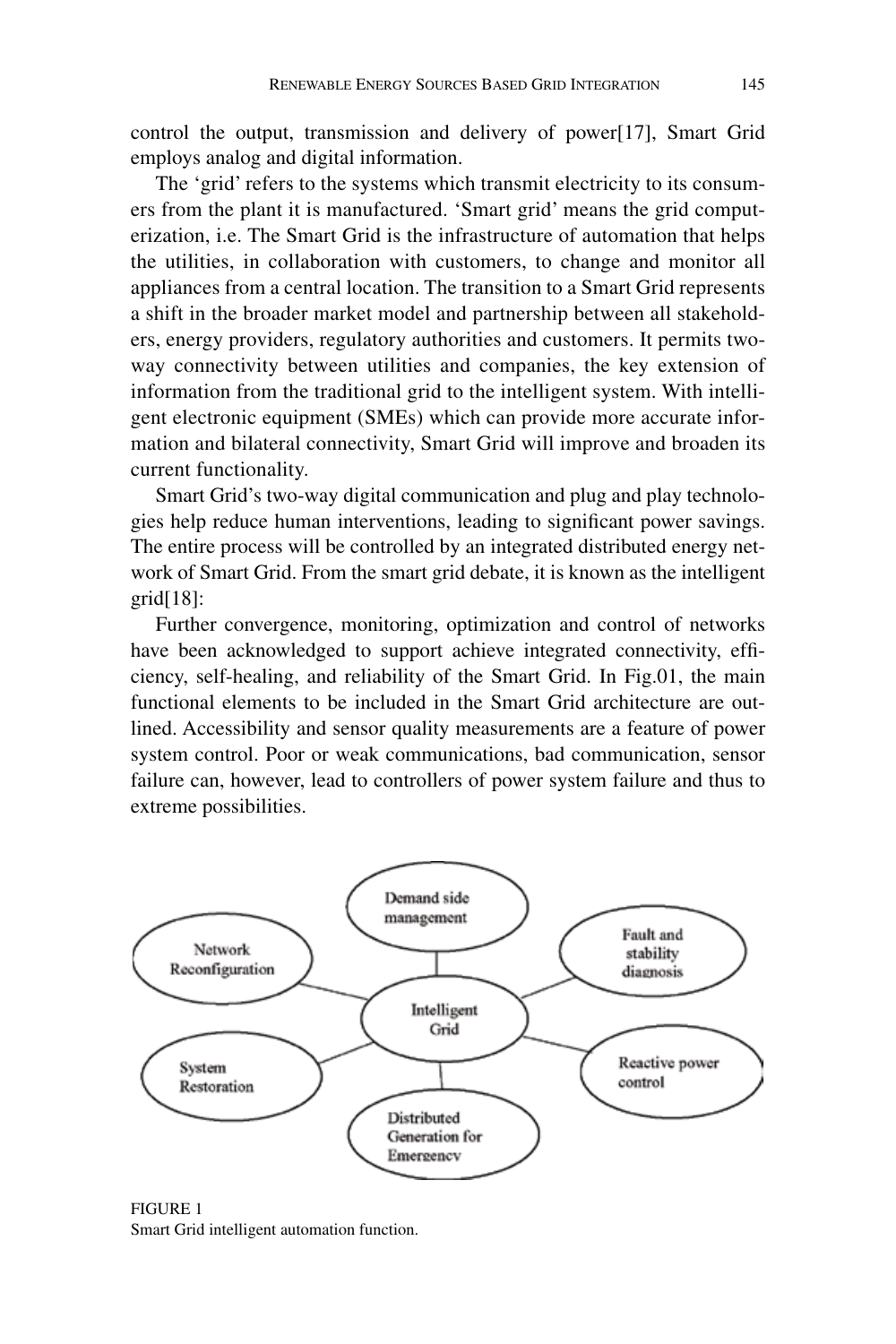control the output, transmission and delivery of power[17], Smart Grid employs analog and digital information.

The 'grid' refers to the systems which transmit electricity to its consumers from the plant it is manufactured. 'Smart grid' means the grid computerization, i.e. The Smart Grid is the infrastructure of automation that helps the utilities, in collaboration with customers, to change and monitor all appliances from a central location. The transition to a Smart Grid represents a shift in the broader market model and partnership between all stakeholders, energy providers, regulatory authorities and customers. It permits two-way connectivity between utilities and companies, the key extension of information from the traditional grid to the intelligent system. With intelligent electronic equipment (SMEs) which can provide more accurate information and bilateral connectivity, Smart Grid will improve and broaden its current functionality.

Smart Grid's two-way digital communication and plug and play technologies help reduce human interventions, leading to significant power savings. The entire process will be controlled by an integrated distributed energy network of Smart Grid. From the smart grid debate, it is known as the intelligent grid[18]:

Further convergence, monitoring, optimization and control of networks have been acknowledged to support achieve integrated connectivity, efficiency, self-healing, and reliability of the Smart Grid. In Fig.01, the main functional elements to be included in the Smart Grid architecture are outlined. Accessibility and sensor quality measurements are a feature of power system control. Poor or weak communications, bad communication, sensor failure can, however, lead to controllers of power system failure and thus to extreme possibilities.

FIGURE 1
Smart Grid intelligent automation function.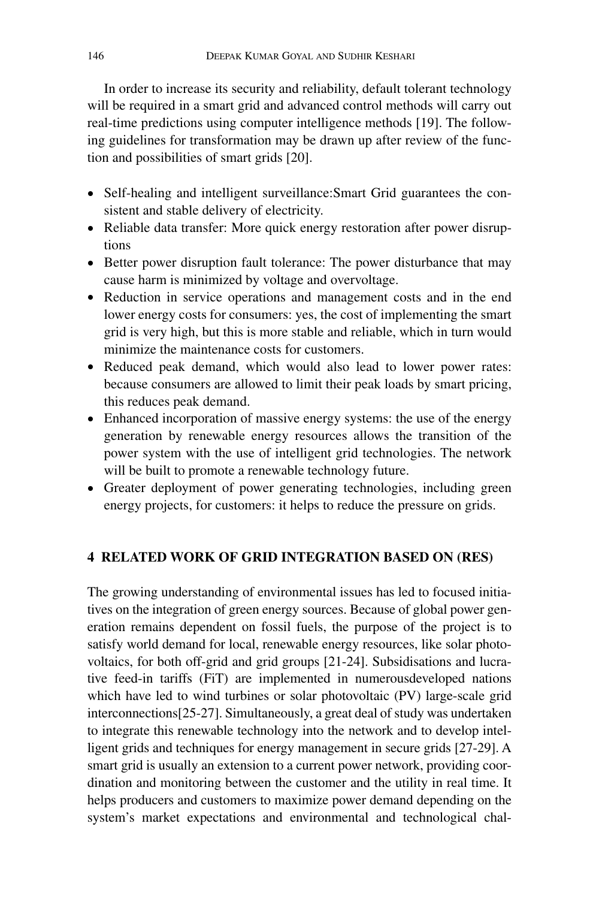In order to increase its security and reliability, default tolerant technology will be required in a smart grid and advanced control methods will carry out real-time predictions using computer intelligence methods [19]. The following guidelines for transformation may be drawn up after review of the function and possibilities of smart grids [20].

- Self-healing and intelligent surveillance:Smart Grid guarantees the consistent and stable delivery of electricity.
- Reliable data transfer: More quick energy restoration after power disruptions
- Better power disruption fault tolerance: The power disturbance that may cause harm is minimized by voltage and overvoltage.
- Reduction in service operations and management costs and in the end lower energy costs for consumers: yes, the cost of implementing the smart grid is very high, but this is more stable and reliable, which in turn would minimize the maintenance costs for customers.
- Reduced peak demand, which would also lead to lower power rates: because consumers are allowed to limit their peak loads by smart pricing, this reduces peak demand.
- Enhanced incorporation of massive energy systems: the use of the energy generation by renewable energy resources allows the transition of the power system with the use of intelligent grid technologies. The network will be built to promote a renewable technology future.
- Greater deployment of power generating technologies, including green energy projects, for customers: it helps to reduce the pressure on grids.

## 4 RELATED WORK OF GRID INTEGRATION BASED ON (RES)

The growing understanding of environmental issues has led to focused initiatives on the integration of green energy sources. Because of global power generation remains dependent on fossil fuels, the purpose of the project is to satisfy world demand for local, renewable energy resources, like solar photovoltaics, for both off-grid and grid groups [21-24]. Subsidisations and lucrative feed-in tariffs (FiT) are implemented in numerousdeveloped nations which have led to wind turbines or solar photovoltaic (PV) large-scale grid interconnections[25-27]. Simultaneously, a great deal of study was undertaken to integrate this renewable technology into the network and to develop intelligent grids and techniques for energy management in secure grids [27-29]. A smart grid is usually an extension to a current power network, providing coordination and monitoring between the customer and the utility in real time. It helps producers and customers to maximize power demand depending on the system's market expectations and environmental and technological chal-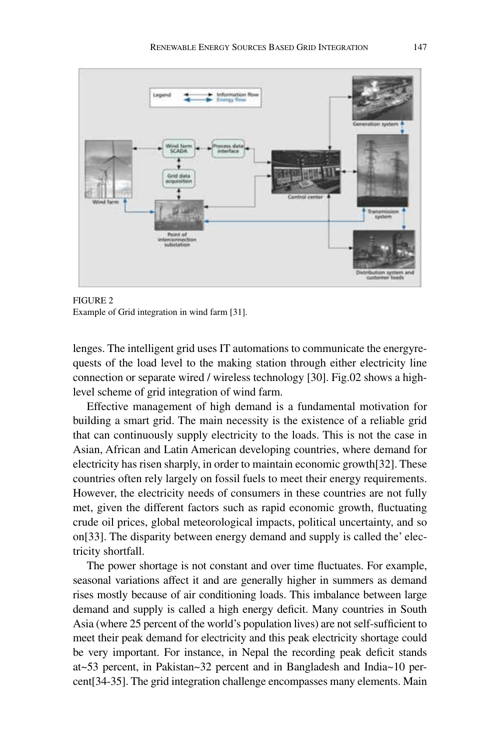FIGURE 2
Example of Grid integration in wind farm [31].

lenges. The intelligent grid uses IT automations to communicate the energyrequests of the load level to the making station through either electricity line connection or separate wired / wireless technology [30]. Fig.02 shows a high-level scheme of grid integration of wind farm.

Effective management of high demand is a fundamental motivation for building a smart grid. The main necessity is the existence of a reliable grid that can continuously supply electricity to the loads. This is not the case in Asian, African and Latin American developing countries, where demand for electricity has risen sharply, in order to maintain economic growth[32]. These countries often rely largely on fossil fuels to meet their energy requirements. However, the electricity needs of consumers in these countries are not fully met, given the different factors such as rapid economic growth, fluctuating crude oil prices, global meteorological impacts, political uncertainty, and so on[33]. The disparity between energy demand and supply is called the' electricity shortfall.

The power shortage is not constant and over time fluctuates. For example, seasonal variations affect it and are generally higher in summers as demand rises mostly because of air conditioning loads. This imbalance between large demand and supply is called a high energy deficit. Many countries in South Asia (where 25 percent of the world's population lives) are not self-sufficient to meet their peak demand for electricity and this peak electricity shortage could be very important. For instance, in Nepal the recording peak deficit stands at~53 percent, in Pakistan~32 percent and in Bangladesh and India~10 percent[34-35]. The grid integration challenge encompasses many elements. Main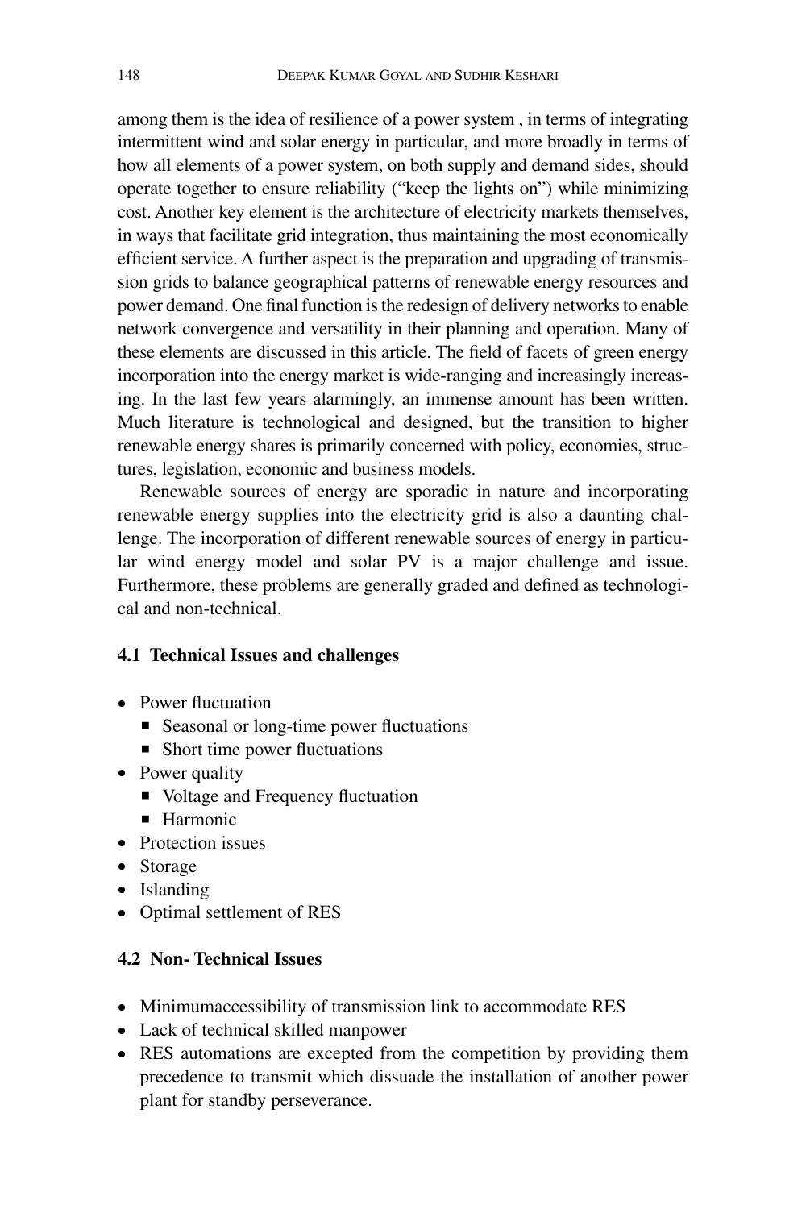among them is the idea of resilience of a power system , in terms of integrating intermittent wind and solar energy in particular, and more broadly in terms of how all elements of a power system, on both supply and demand sides, should operate together to ensure reliability ("keep the lights on") while minimizing cost. Another key element is the architecture of electricity markets themselves, in ways that facilitate grid integration, thus maintaining the most economically efficient service. A further aspect is the preparation and upgrading of transmission grids to balance geographical patterns of renewable energy resources and power demand. One final function is the redesign of delivery networks to enable network convergence and versatility in their planning and operation. Many of these elements are discussed in this article. The field of facets of green energy incorporation into the energy market is wide-ranging and increasingly increasing. In the last few years alarmingly, an immense amount has been written. Much literature is technological and designed, but the transition to higher renewable energy shares is primarily concerned with policy, economies, structures, legislation, economic and business models.

Renewable sources of energy are sporadic in nature and incorporating renewable energy supplies into the electricity grid is also a daunting challenge. The incorporation of different renewable sources of energy in particular wind energy model and solar PV is a major challenge and issue. Furthermore, these problems are generally graded and defined as technological and non-technical.

### 4.1 Technical Issues and challenges

- Power fluctuation
  - Seasonal or long-time power fluctuations
  - Short time power fluctuations
- Power quality
  - Voltage and Frequency fluctuation
  - Harmonic
- Protection issues
- Storage
- Islanding
- Optimal settlement of RES

### 4.2 Non- Technical Issues

- Minimumaccessibility of transmission link to accommodate RES
- Lack of technical skilled manpower
- RES automations are excepted from the competition by providing them precedence to transmit which dissuade the installation of another power plant for standby perseverance.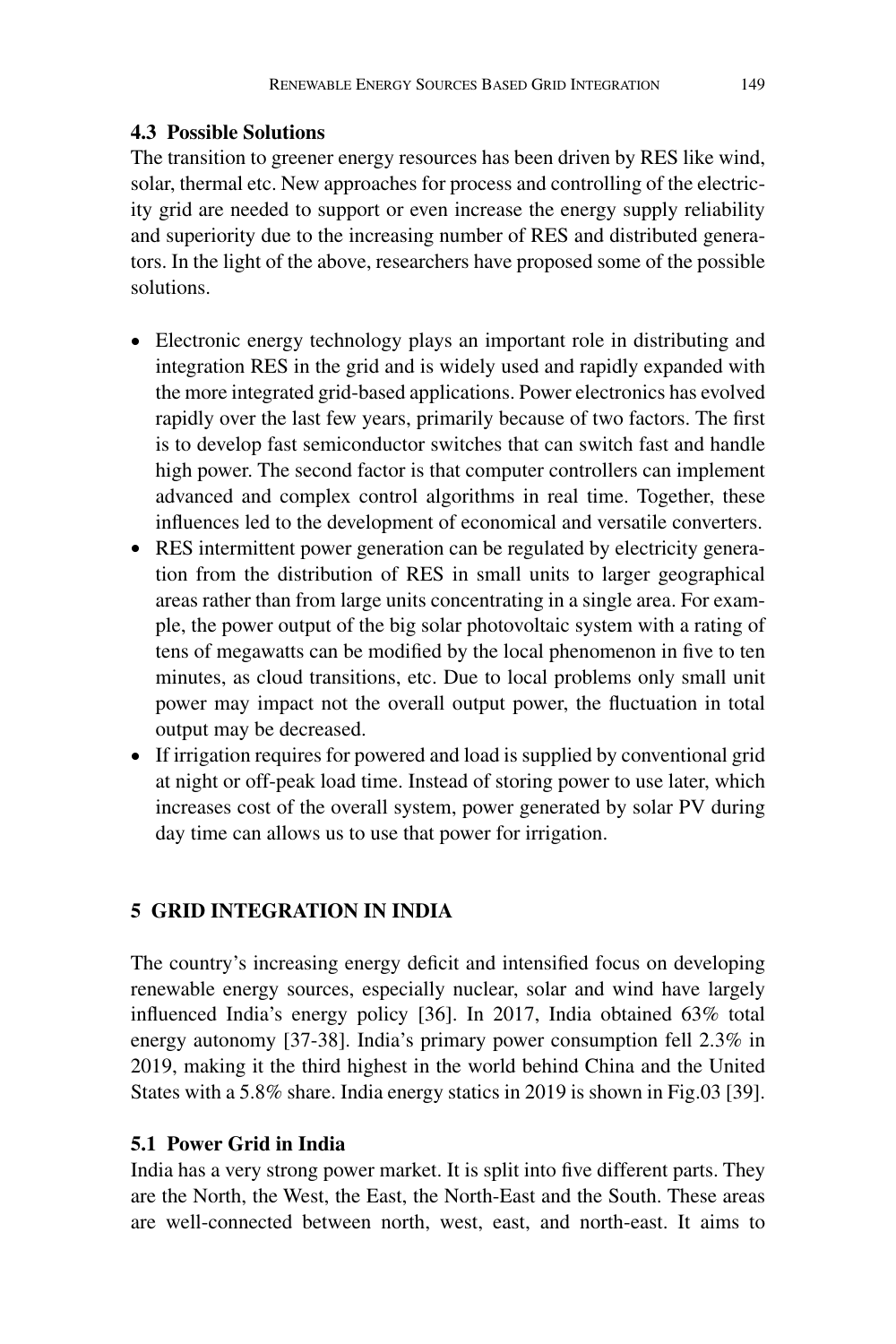### 4.3 Possible Solutions

The transition to greener energy resources has been driven by RES like wind, solar, thermal etc. New approaches for process and controlling of the electricity grid are needed to support or even increase the energy supply reliability and superiority due to the increasing number of RES and distributed generators. In the light of the above, researchers have proposed some of the possible solutions.

- Electronic energy technology plays an important role in distributing and integration RES in the grid and is widely used and rapidly expanded with the more integrated grid-based applications. Power electronics has evolved rapidly over the last few years, primarily because of two factors. The first is to develop fast semiconductor switches that can switch fast and handle high power. The second factor is that computer controllers can implement advanced and complex control algorithms in real time. Together, these influences led to the development of economical and versatile converters.
- RES intermittent power generation can be regulated by electricity generation from the distribution of RES in small units to larger geographical areas rather than from large units concentrating in a single area. For example, the power output of the big solar photovoltaic system with a rating of tens of megawatts can be modified by the local phenomenon in five to ten minutes, as cloud transitions, etc. Due to local problems only small unit power may impact not the overall output power, the fluctuation in total output may be decreased.
- If irrigation requires for powered and load is supplied by conventional grid at night or off-peak load time. Instead of storing power to use later, which increases cost of the overall system, power generated by solar PV during day time can allows us to use that power for irrigation.

## 5 GRID INTEGRATION IN INDIA

The country's increasing energy deficit and intensified focus on developing renewable energy sources, especially nuclear, solar and wind have largely influenced India's energy policy [36]. In 2017, India obtained 63% total energy autonomy [37-38]. India's primary power consumption fell 2.3% in 2019, making it the third highest in the world behind China and the United States with a 5.8% share. India energy statics in 2019 is shown in Fig.03 [39].

### 5.1 Power Grid in India

India has a very strong power market. It is split into five different parts. They are the North, the West, the East, the North-East and the South. These areas are well-connected between north, west, east, and north-east. It aims to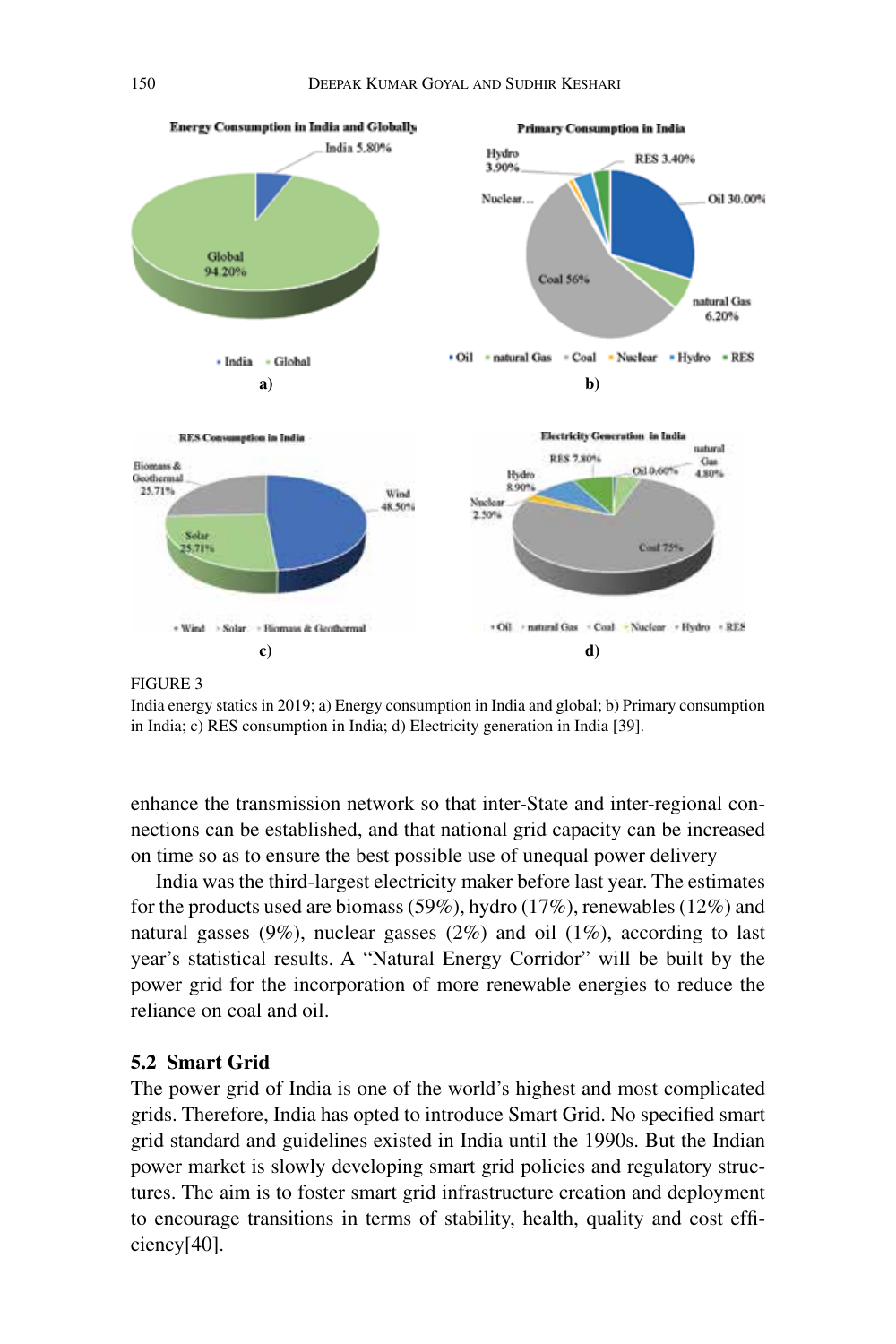FIGURE 3
India energy statics in 2019; a) Energy consumption in India and global; b) Primary consumption in India; c) RES consumption in India; d) Electricity generation in India [39].

enhance the transmission network so that inter-State and inter-regional connections can be established, and that national grid capacity can be increased on time so as to ensure the best possible use of unequal power delivery

India was the third-largest electricity maker before last year. The estimates for the products used are biomass (59%), hydro (17%), renewables (12%) and natural gasses (9%), nuclear gasses (2%) and oil (1%), according to last year's statistical results. A "Natural Energy Corridor" will be built by the power grid for the incorporation of more renewable energies to reduce the reliance on coal and oil.

### 5.2 Smart Grid

The power grid of India is one of the world's highest and most complicated grids. Therefore, India has opted to introduce Smart Grid. No specified smart grid standard and guidelines existed in India until the 1990s. But the Indian power market is slowly developing smart grid policies and regulatory structures. The aim is to foster smart grid infrastructure creation and deployment to encourage transitions in terms of stability, health, quality and cost efficiency[40].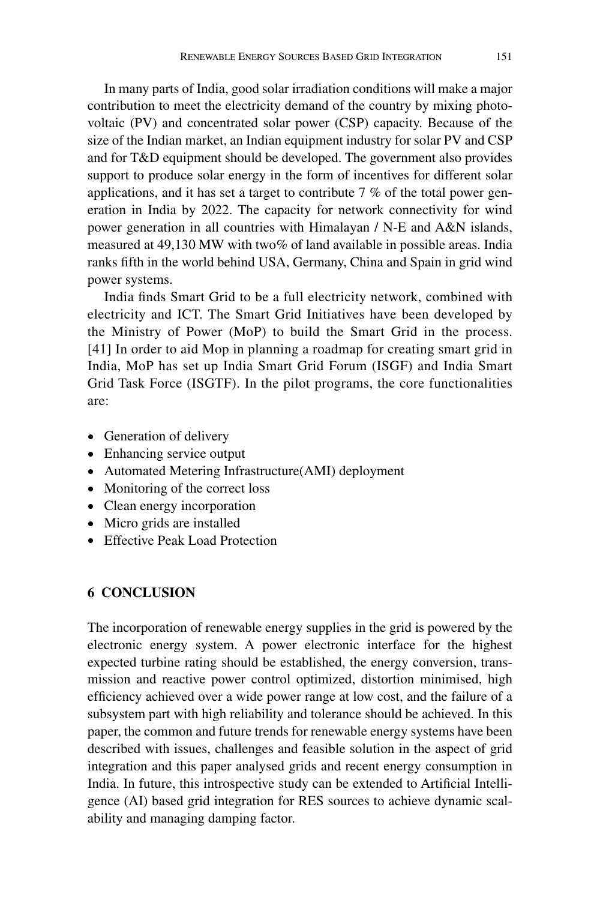In many parts of India, good solar irradiation conditions will make a major contribution to meet the electricity demand of the country by mixing photovoltaic (PV) and concentrated solar power (CSP) capacity. Because of the size of the Indian market, an Indian equipment industry for solar PV and CSP and for T&D equipment should be developed. The government also provides support to produce solar energy in the form of incentives for different solar applications, and it has set a target to contribute 7 % of the total power generation in India by 2022. The capacity for network connectivity for wind power generation in all countries with Himalayan / N-E and A&N islands, measured at 49,130 MW with two% of land available in possible areas. India ranks fifth in the world behind USA, Germany, China and Spain in grid wind power systems.

India finds Smart Grid to be a full electricity network, combined with electricity and ICT. The Smart Grid Initiatives have been developed by the Ministry of Power (MoP) to build the Smart Grid in the process. [41] In order to aid Mop in planning a roadmap for creating smart grid in India, MoP has set up India Smart Grid Forum (ISGF) and India Smart Grid Task Force (ISGTF). In the pilot programs, the core functionalities are:

- Generation of delivery
- Enhancing service output
- Automated Metering Infrastructure(AMI) deployment
- Monitoring of the correct loss
- Clean energy incorporation
- Micro grids are installed
- Effective Peak Load Protection

## 6 CONCLUSION

The incorporation of renewable energy supplies in the grid is powered by the electronic energy system. A power electronic interface for the highest expected turbine rating should be established, the energy conversion, transmission and reactive power control optimized, distortion minimised, high efficiency achieved over a wide power range at low cost, and the failure of a subsystem part with high reliability and tolerance should be achieved. In this paper, the common and future trends for renewable energy systems have been described with issues, challenges and feasible solution in the aspect of grid integration and this paper analysed grids and recent energy consumption in India. In future, this introspective study can be extended to Artificial Intelligence (AI) based grid integration for RES sources to achieve dynamic scalability and managing damping factor.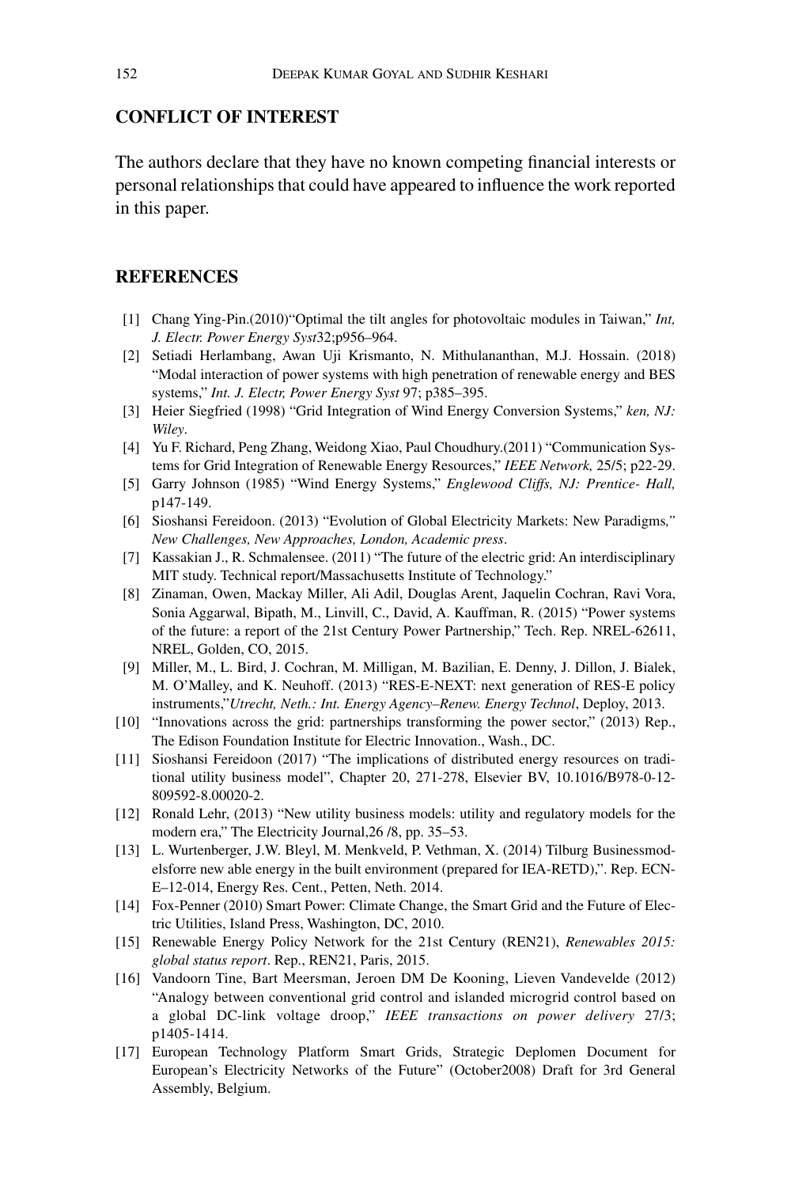## CONFLICT OF INTEREST

The authors declare that they have no known competing financial interests or personal relationships that could have appeared to influence the work reported in this paper.

## REFERENCES

[1] Chang Ying-Pin.(2010)"Optimal the tilt angles for photovoltaic modules in Taiwan," *Int, J. Electr. Power Energy Syst*32;p956–964.

[2] Setiadi Herlambang, Awan Uji Krismanto, N. Mithulananthan, M.J. Hossain. (2018) "Modal interaction of power systems with high penetration of renewable energy and BES systems," *Int. J. Electr, Power Energy Syst* 97; p385–395.

[3] Heier Siegfried (1998) "Grid Integration of Wind Energy Conversion Systems," *ken, NJ: Wiley*.

[4] Yu F. Richard, Peng Zhang, Weidong Xiao, Paul Choudhury.(2011) "Communication Systems for Grid Integration of Renewable Energy Resources," *IEEE Network,* 25/5; p22-29.

[5] Garry Johnson (1985) "Wind Energy Systems," *Englewood Cliffs, NJ: Prentice- Hall,* p147-149.

[6] Sioshansi Fereidoon. (2013) "Evolution of Global Electricity Markets: New Paradigms*," New Challenges, New Approaches, London, Academic press*.

[7] Kassakian J., R. Schmalensee. (2011) "The future of the electric grid: An interdisciplinary MIT study. Technical report/Massachusetts Institute of Technology."

[8] Zinaman, Owen, Mackay Miller, Ali Adil, Douglas Arent, Jaquelin Cochran, Ravi Vora, Sonia Aggarwal, Bipath, M., Linvill, C., David, A. Kauffman, R. (2015) "Power systems of the future: a report of the 21st Century Power Partnership," Tech. Rep. NREL-62611, NREL, Golden, CO, 2015.

[9] Miller, M., L. Bird, J. Cochran, M. Milligan, M. Bazilian, E. Denny, J. Dillon, J. Bialek, M. O'Malley, and K. Neuhoff. (2013) "RES-E-NEXT: next generation of RES-E policy instruments,"*Utrecht, Neth.: Int. Energy Agency–Renew. Energy Technol*, Deploy, 2013.

[10] "Innovations across the grid: partnerships transforming the power sector," (2013) Rep., The Edison Foundation Institute for Electric Innovation., Wash., DC.

[11] Sioshansi Fereidoon (2017) "The implications of distributed energy resources on traditional utility business model", Chapter 20, 271-278, Elsevier BV, 10.1016/B978-0-12-809592-8.00020-2.

[12] Ronald Lehr, (2013) "New utility business models: utility and regulatory models for the modern era," The Electricity Journal,26 /8, pp. 35–53.

[13] L. Wurtenberger, J.W. Bleyl, M. Menkveld, P. Vethman, X. (2014) Tilburg Businessmodelsforre new able energy in the built environment (prepared for IEA-RETD),". Rep. ECN-E–12-014, Energy Res. Cent., Petten, Neth. 2014.

[14] Fox-Penner (2010) Smart Power: Climate Change, the Smart Grid and the Future of Electric Utilities, Island Press, Washington, DC, 2010.

[15] Renewable Energy Policy Network for the 21st Century (REN21), *Renewables 2015: global status report*. Rep., REN21, Paris, 2015.

[16] Vandoorn Tine, Bart Meersman, Jeroen DM De Kooning, Lieven Vandevelde (2012) "Analogy between conventional grid control and islanded microgrid control based on a global DC-link voltage droop," *IEEE transactions on power delivery* 27/3; p1405-1414.

[17] European Technology Platform Smart Grids, Strategic Deplomen Document for European's Electricity Networks of the Future" (October2008) Draft for 3rd General Assembly, Belgium.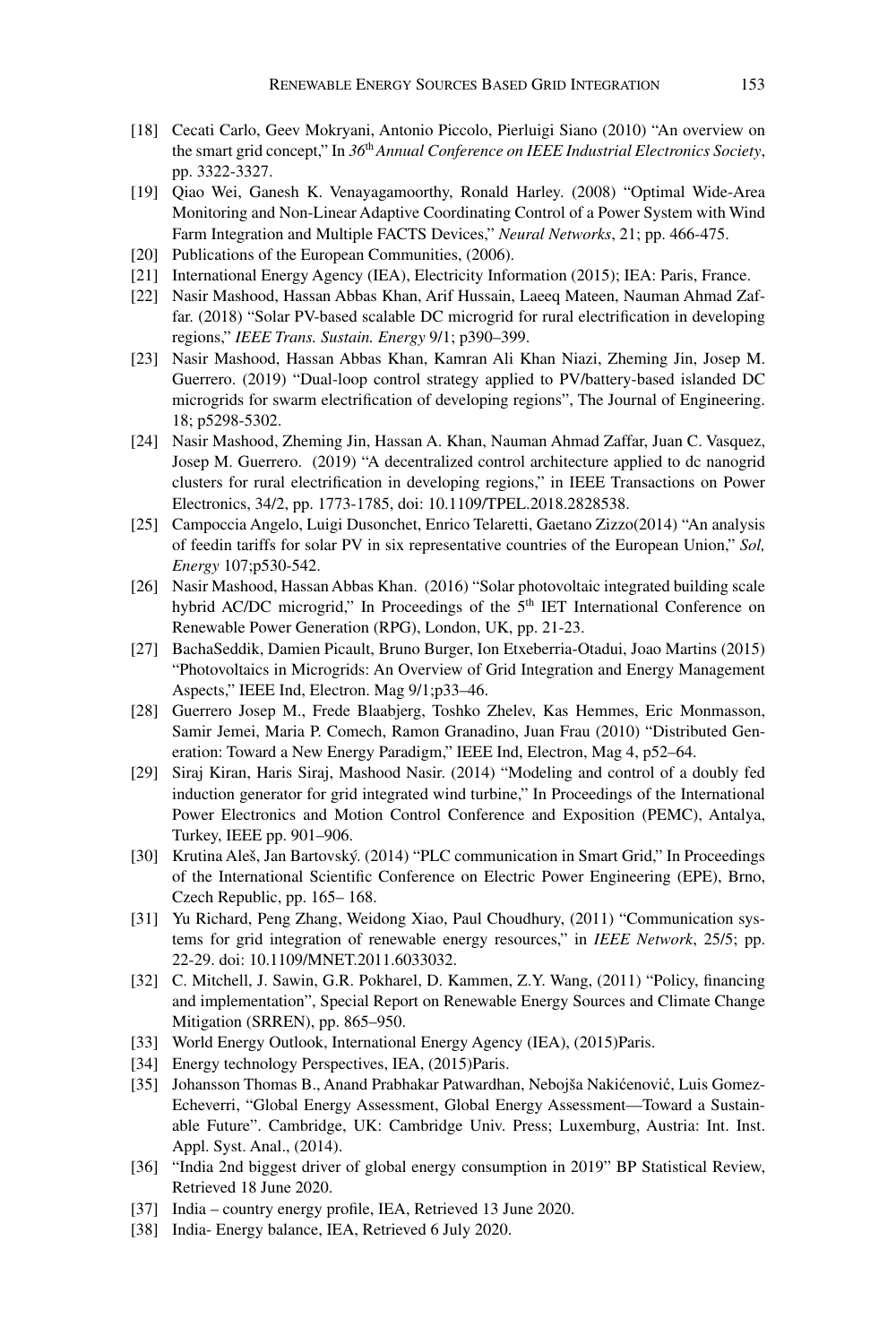[18] Cecati Carlo, Geev Mokryani, Antonio Piccolo, Pierluigi Siano (2010) "An overview on the smart grid concept," In *36th Annual Conference on IEEE Industrial Electronics Society*, pp. 3322-3327.

[19] Qiao Wei, Ganesh K. Venayagamoorthy, Ronald Harley. (2008) "Optimal Wide-Area Monitoring and Non-Linear Adaptive Coordinating Control of a Power System with Wind Farm Integration and Multiple FACTS Devices," *Neural Networks*, 21; pp. 466-475.

[20] Publications of the European Communities, (2006).

[21] International Energy Agency (IEA), Electricity Information (2015); IEA: Paris, France.

[22] Nasir Mashood, Hassan Abbas Khan, Arif Hussain, Laeeq Mateen, Nauman Ahmad Zaffar. (2018) "Solar PV-based scalable DC microgrid for rural electrification in developing regions," *IEEE Trans. Sustain. Energy* 9/1; p390–399.

[23] Nasir Mashood, Hassan Abbas Khan, Kamran Ali Khan Niazi, Zheming Jin, Josep M. Guerrero. (2019) "Dual-loop control strategy applied to PV/battery-based islanded DC microgrids for swarm electrification of developing regions", The Journal of Engineering. 18; p5298-5302.

[24] Nasir Mashood, Zheming Jin, Hassan A. Khan, Nauman Ahmad Zaffar, Juan C. Vasquez, Josep M. Guerrero. (2019) "A decentralized control architecture applied to dc nanogrid clusters for rural electrification in developing regions," in IEEE Transactions on Power Electronics, 34/2, pp. 1773-1785, doi: 10.1109/TPEL.2018.2828538.

[25] Campoccia Angelo, Luigi Dusonchet, Enrico Telaretti, Gaetano Zizzo(2014) "An analysis of feedin tariffs for solar PV in six representative countries of the European Union," *Sol, Energy* 107;p530-542.

[26] Nasir Mashood, Hassan Abbas Khan. (2016) "Solar photovoltaic integrated building scale hybrid AC/DC microgrid," In Proceedings of the 5th IET International Conference on Renewable Power Generation (RPG), London, UK, pp. 21-23.

[27] BachaSeddik, Damien Picault, Bruno Burger, Ion Etxeberria-Otadui, Joao Martins (2015) "Photovoltaics in Microgrids: An Overview of Grid Integration and Energy Management Aspects," IEEE Ind, Electron. Mag 9/1;p33–46.

[28] Guerrero Josep M., Frede Blaabjerg, Toshko Zhelev, Kas Hemmes, Eric Monmasson, Samir Jemei, Maria P. Comech, Ramon Granadino, Juan Frau (2010) "Distributed Generation: Toward a New Energy Paradigm," IEEE Ind, Electron, Mag 4, p52–64.

[29] Siraj Kiran, Haris Siraj, Mashood Nasir. (2014) "Modeling and control of a doubly fed induction generator for grid integrated wind turbine," In Proceedings of the International Power Electronics and Motion Control Conference and Exposition (PEMC), Antalya, Turkey, IEEE pp. 901–906.

[30] Krutina Aleš, Jan Bartovský. (2014) "PLC communication in Smart Grid," In Proceedings of the International Scientific Conference on Electric Power Engineering (EPE), Brno, Czech Republic, pp. 165– 168.

[31] Yu Richard, Peng Zhang, Weidong Xiao, Paul Choudhury, (2011) "Communication systems for grid integration of renewable energy resources," in *IEEE Network*, 25/5; pp. 22-29. doi: 10.1109/MNET.2011.6033032.

[32] C. Mitchell, J. Sawin, G.R. Pokharel, D. Kammen, Z.Y. Wang, (2011) "Policy, financing and implementation", Special Report on Renewable Energy Sources and Climate Change Mitigation (SRREN), pp. 865–950.

[33] World Energy Outlook, International Energy Agency (IEA), (2015)Paris.

[34] Energy technology Perspectives, IEA, (2015)Paris.

[35] Johansson Thomas B., Anand Prabhakar Patwardhan, Nebojša Nakićenović, Luis Gomez-Echeverri, "Global Energy Assessment, Global Energy Assessment—Toward a Sustainable Future". Cambridge, UK: Cambridge Univ. Press; Luxemburg, Austria: Int. Inst. Appl. Syst. Anal., (2014).

[36] "India 2nd biggest driver of global energy consumption in 2019" BP Statistical Review, Retrieved 18 June 2020.

[37] India – country energy profile, IEA, Retrieved 13 June 2020.

[38] India- Energy balance, IEA, Retrieved 6 July 2020.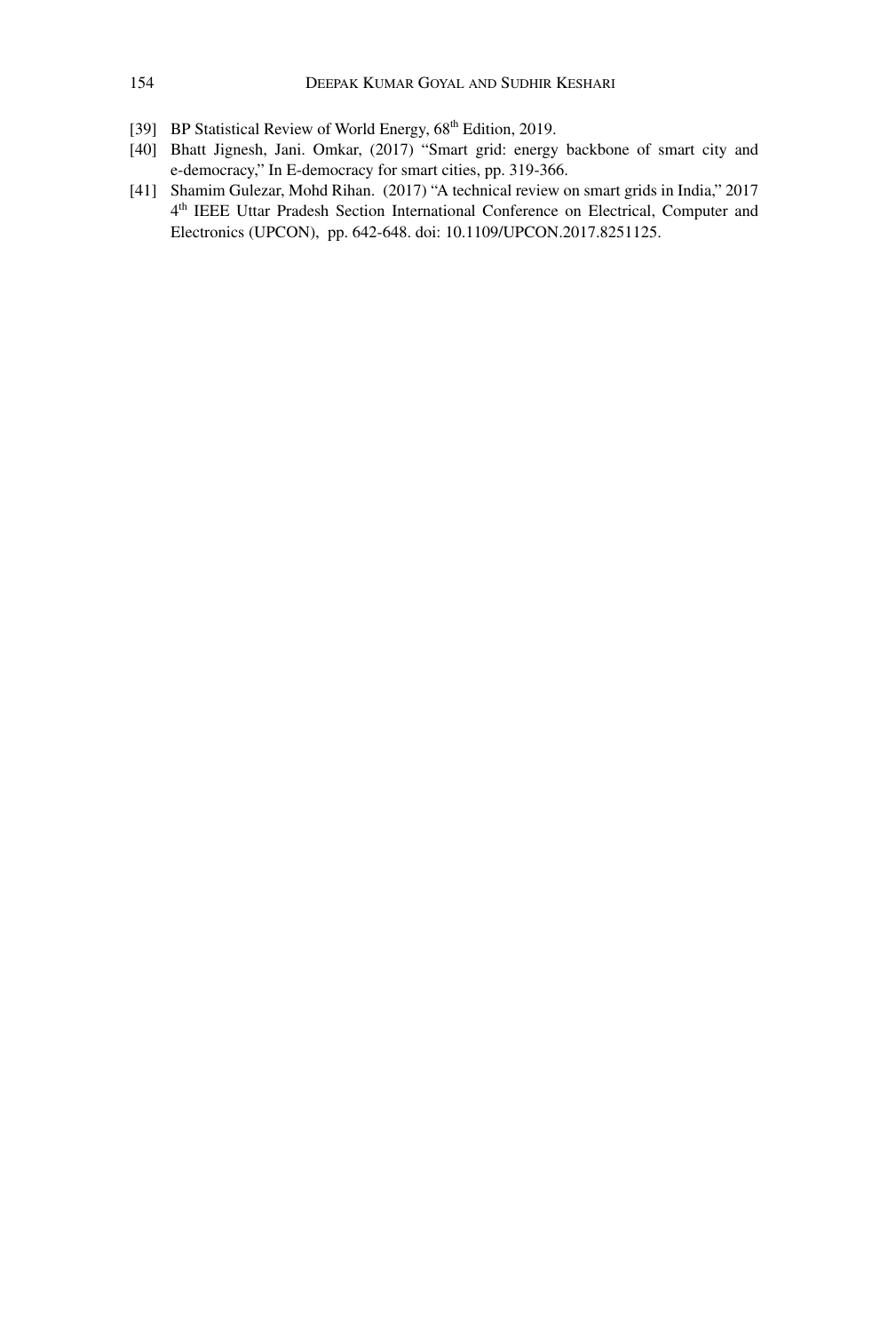[39] BP Statistical Review of World Energy, 68th Edition, 2019.

[40] Bhatt Jignesh, Jani. Omkar, (2017) "Smart grid: energy backbone of smart city and e-democracy," In E-democracy for smart cities, pp. 319-366.

[41] Shamim Gulezar, Mohd Rihan. (2017) "A technical review on smart grids in India," 2017 4th IEEE Uttar Pradesh Section International Conference on Electrical, Computer and Electronics (UPCON), pp. 642-648. doi: 10.1109/UPCON.2017.8251125.